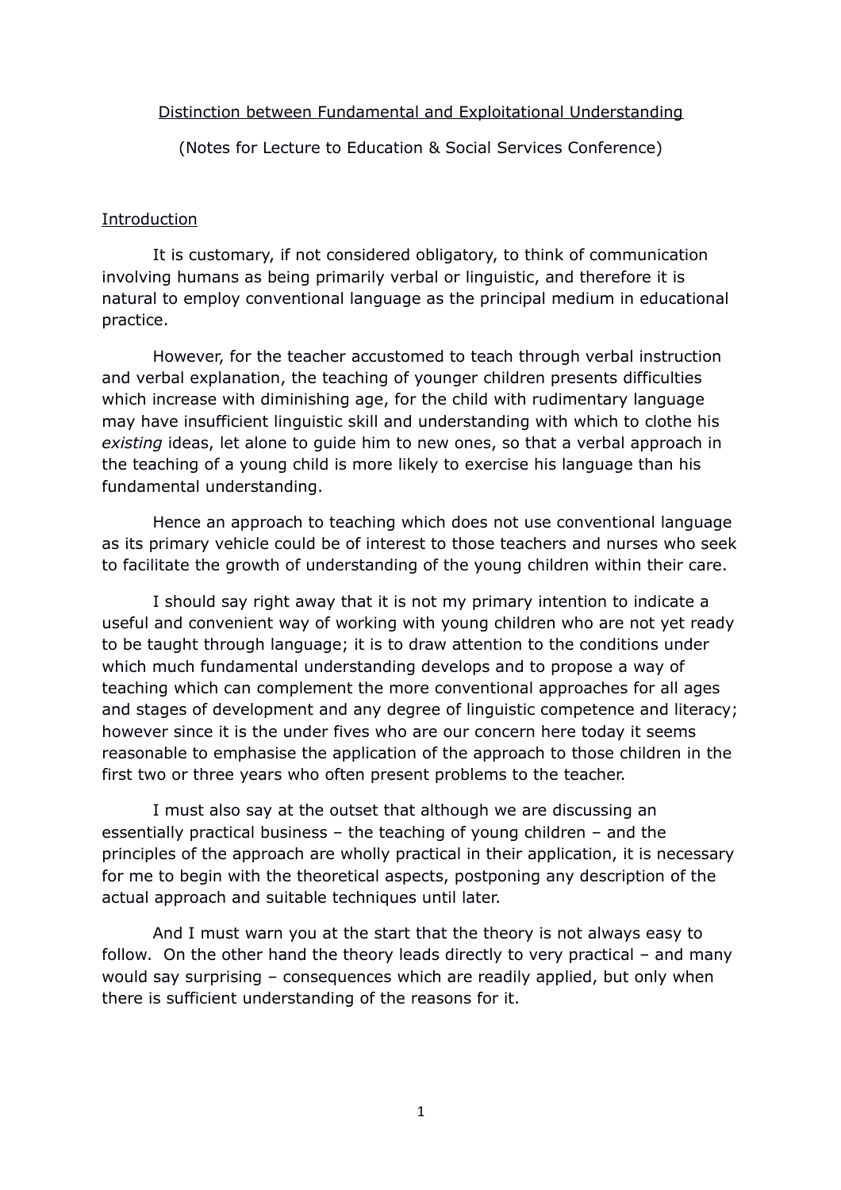# Distinction between Fundamental and Exploitational Understanding

(Notes for Lecture to Education & Social Services Conference)

## Introduction

It is customary, if not considered obligatory, to think of communication involving humans as being primarily verbal or linguistic, and therefore it is natural to employ conventional language as the principal medium in educational practice.

However, for the teacher accustomed to teach through verbal instruction and verbal explanation, the teaching of younger children presents difficulties which increase with diminishing age, for the child with rudimentary language may have insufficient linguistic skill and understanding with which to clothe his *existing* ideas, let alone to guide him to new ones, so that a verbal approach in the teaching of a young child is more likely to exercise his language than his fundamental understanding.

Hence an approach to teaching which does not use conventional language as its primary vehicle could be of interest to those teachers and nurses who seek to facilitate the growth of understanding of the young children within their care.

I should say right away that it is not my primary intention to indicate a useful and convenient way of working with young children who are not yet ready to be taught through language; it is to draw attention to the conditions under which much fundamental understanding develops and to propose a way of teaching which can complement the more conventional approaches for all ages and stages of development and any degree of linguistic competence and literacy; however since it is the under fives who are our concern here today it seems reasonable to emphasise the application of the approach to those children in the first two or three years who often present problems to the teacher.

I must also say at the outset that although we are discussing an essentially practical business – the teaching of young children – and the principles of the approach are wholly practical in their application, it is necessary for me to begin with the theoretical aspects, postponing any description of the actual approach and suitable techniques until later.

And I must warn you at the start that the theory is not always easy to follow. On the other hand the theory leads directly to very practical – and many would say surprising – consequences which are readily applied, but only when there is sufficient understanding of the reasons for it.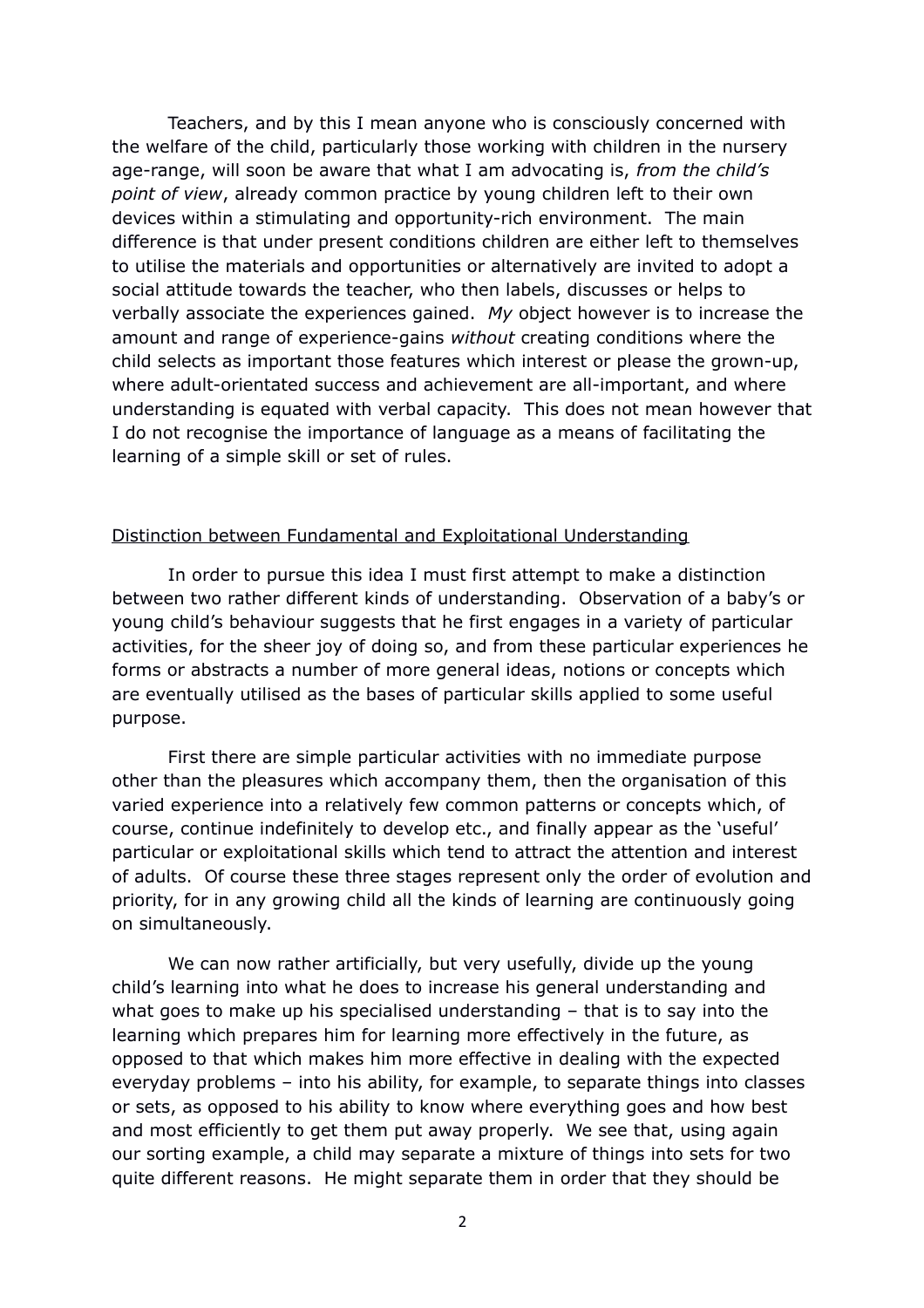Teachers, and by this I mean anyone who is consciously concerned with the welfare of the child, particularly those working with children in the nursery age-range, will soon be aware that what I am advocating is, *from the child's point of view*, already common practice by young children left to their own devices within a stimulating and opportunity-rich environment. The main difference is that under present conditions children are either left to themselves to utilise the materials and opportunities or alternatively are invited to adopt a social attitude towards the teacher, who then labels, discusses or helps to verbally associate the experiences gained. *My* object however is to increase the amount and range of experience-gains *without* creating conditions where the child selects as important those features which interest or please the grown-up, where adult-orientated success and achievement are all-important, and where understanding is equated with verbal capacity. This does not mean however that I do not recognise the importance of language as a means of facilitating the learning of a simple skill or set of rules.

<u>Distinction between Fundamental and Exploitational Understanding</u>

In order to pursue this idea I must first attempt to make a distinction between two rather different kinds of understanding. Observation of a baby's or young child's behaviour suggests that he first engages in a variety of particular activities, for the sheer joy of doing so, and from these particular experiences he forms or abstracts a number of more general ideas, notions or concepts which are eventually utilised as the bases of particular skills applied to some useful purpose.

First there are simple particular activities with no immediate purpose other than the pleasures which accompany them, then the organisation of this varied experience into a relatively few common patterns or concepts which, of course, continue indefinitely to develop etc., and finally appear as the 'useful' particular or exploitational skills which tend to attract the attention and interest of adults. Of course these three stages represent only the order of evolution and priority, for in any growing child all the kinds of learning are continuously going on simultaneously.

We can now rather artificially, but very usefully, divide up the young child's learning into what he does to increase his general understanding and what goes to make up his specialised understanding – that is to say into the learning which prepares him for learning more effectively in the future, as opposed to that which makes him more effective in dealing with the expected everyday problems – into his ability, for example, to separate things into classes or sets, as opposed to his ability to know where everything goes and how best and most efficiently to get them put away properly. We see that, using again our sorting example, a child may separate a mixture of things into sets for two quite different reasons. He might separate them in order that they should be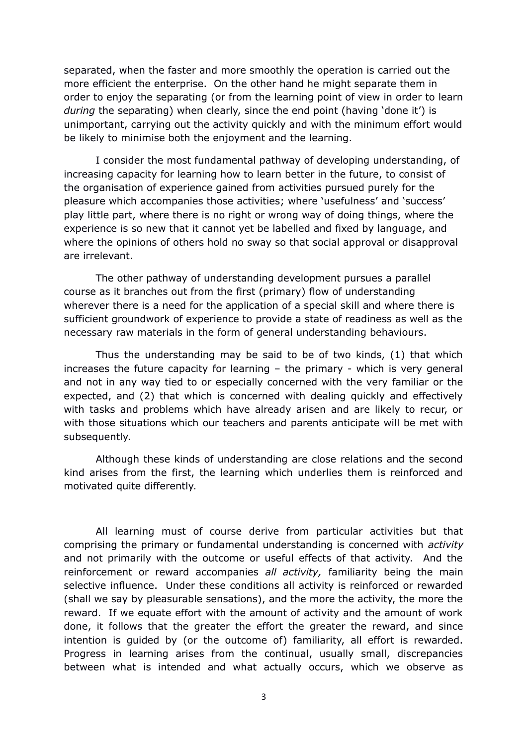separated, when the faster and more smoothly the operation is carried out the more efficient the enterprise. On the other hand he might separate them in order to enjoy the separating (or from the learning point of view in order to learn *during* the separating) when clearly, since the end point (having 'done it') is unimportant, carrying out the activity quickly and with the minimum effort would be likely to minimise both the enjoyment and the learning.

I consider the most fundamental pathway of developing understanding, of increasing capacity for learning how to learn better in the future, to consist of the organisation of experience gained from activities pursued purely for the pleasure which accompanies those activities; where 'usefulness' and 'success' play little part, where there is no right or wrong way of doing things, where the experience is so new that it cannot yet be labelled and fixed by language, and where the opinions of others hold no sway so that social approval or disapproval are irrelevant.

The other pathway of understanding development pursues a parallel course as it branches out from the first (primary) flow of understanding wherever there is a need for the application of a special skill and where there is sufficient groundwork of experience to provide a state of readiness as well as the necessary raw materials in the form of general understanding behaviours.

Thus the understanding may be said to be of two kinds, (1) that which increases the future capacity for learning – the primary - which is very general and not in any way tied to or especially concerned with the very familiar or the expected, and (2) that which is concerned with dealing quickly and effectively with tasks and problems which have already arisen and are likely to recur, or with those situations which our teachers and parents anticipate will be met with subsequently.

Although these kinds of understanding are close relations and the second kind arises from the first, the learning which underlies them is reinforced and motivated quite differently.

All learning must of course derive from particular activities but that comprising the primary or fundamental understanding is concerned with *activity* and not primarily with the outcome or useful effects of that activity. And the reinforcement or reward accompanies *all activity,* familiarity being the main selective influence. Under these conditions all activity is reinforced or rewarded (shall we say by pleasurable sensations), and the more the activity, the more the reward. If we equate effort with the amount of activity and the amount of work done, it follows that the greater the effort the greater the reward, and since intention is guided by (or the outcome of) familiarity, all effort is rewarded. Progress in learning arises from the continual, usually small, discrepancies between what is intended and what actually occurs, which we observe as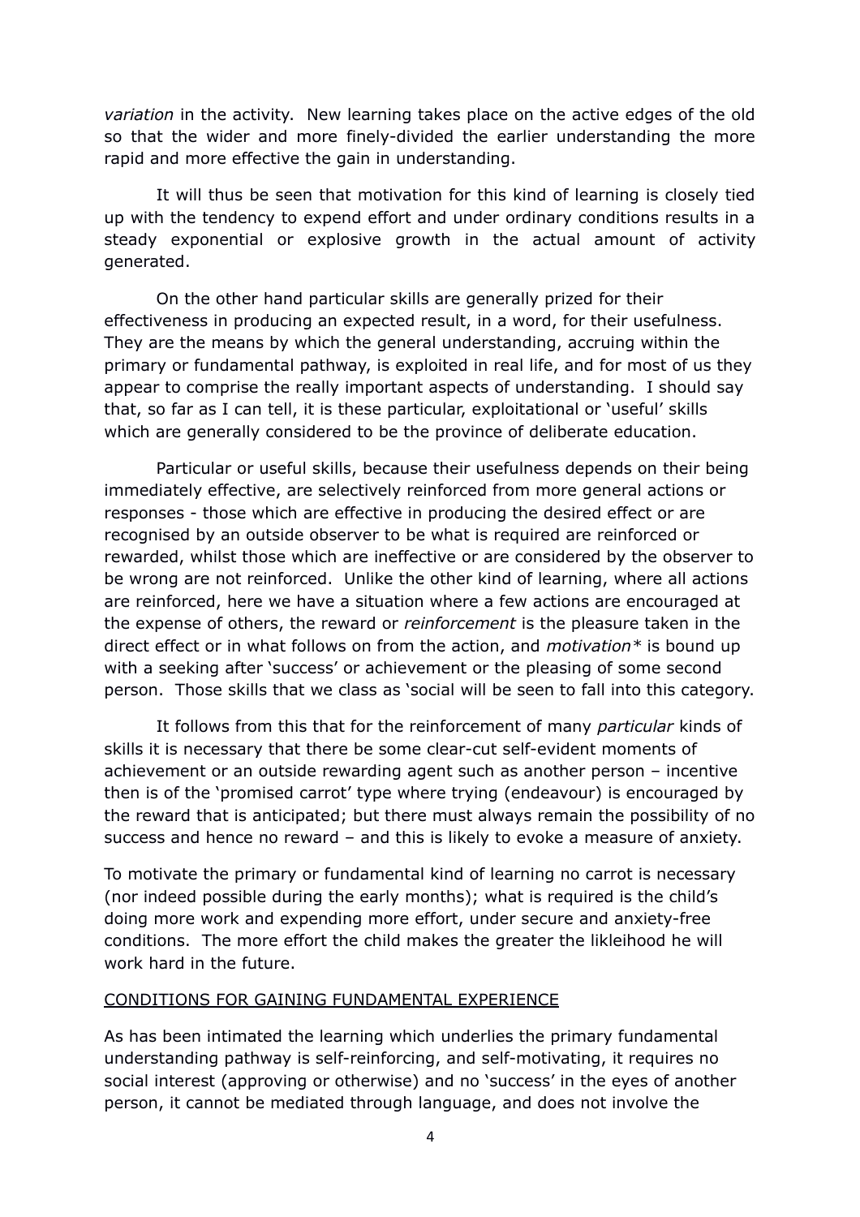*variation* in the activity. New learning takes place on the active edges of the old so that the wider and more finely-divided the earlier understanding the more rapid and more effective the gain in understanding.

It will thus be seen that motivation for this kind of learning is closely tied up with the tendency to expend effort and under ordinary conditions results in a steady exponential or explosive growth in the actual amount of activity generated.

On the other hand particular skills are generally prized for their effectiveness in producing an expected result, in a word, for their usefulness. They are the means by which the general understanding, accruing within the primary or fundamental pathway, is exploited in real life, and for most of us they appear to comprise the really important aspects of understanding. I should say that, so far as I can tell, it is these particular, exploitational or 'useful' skills which are generally considered to be the province of deliberate education.

Particular or useful skills, because their usefulness depends on their being immediately effective, are selectively reinforced from more general actions or responses - those which are effective in producing the desired effect or are recognised by an outside observer to be what is required are reinforced or rewarded, whilst those which are ineffective or are considered by the observer to be wrong are not reinforced. Unlike the other kind of learning, where all actions are reinforced, here we have a situation where a few actions are encouraged at the expense of others, the reward or *reinforcement* is the pleasure taken in the direct effect or in what follows on from the action, and *motivation** is bound up with a seeking after 'success' or achievement or the pleasing of some second person. Those skills that we class as 'social will be seen to fall into this category.

It follows from this that for the reinforcement of many *particular* kinds of skills it is necessary that there be some clear-cut self-evident moments of achievement or an outside rewarding agent such as another person – incentive then is of the 'promised carrot' type where trying (endeavour) is encouraged by the reward that is anticipated; but there must always remain the possibility of no success and hence no reward – and this is likely to evoke a measure of anxiety.

To motivate the primary or fundamental kind of learning no carrot is necessary (nor indeed possible during the early months); what is required is the child's doing more work and expending more effort, under secure and anxiety-free conditions. The more effort the child makes the greater the likleihood he will work hard in the future.

<u>CONDITIONS FOR GAINING FUNDAMENTAL EXPERIENCE</u>

As has been intimated the learning which underlies the primary fundamental understanding pathway is self-reinforcing, and self-motivating, it requires no social interest (approving or otherwise) and no 'success' in the eyes of another person, it cannot be mediated through language, and does not involve the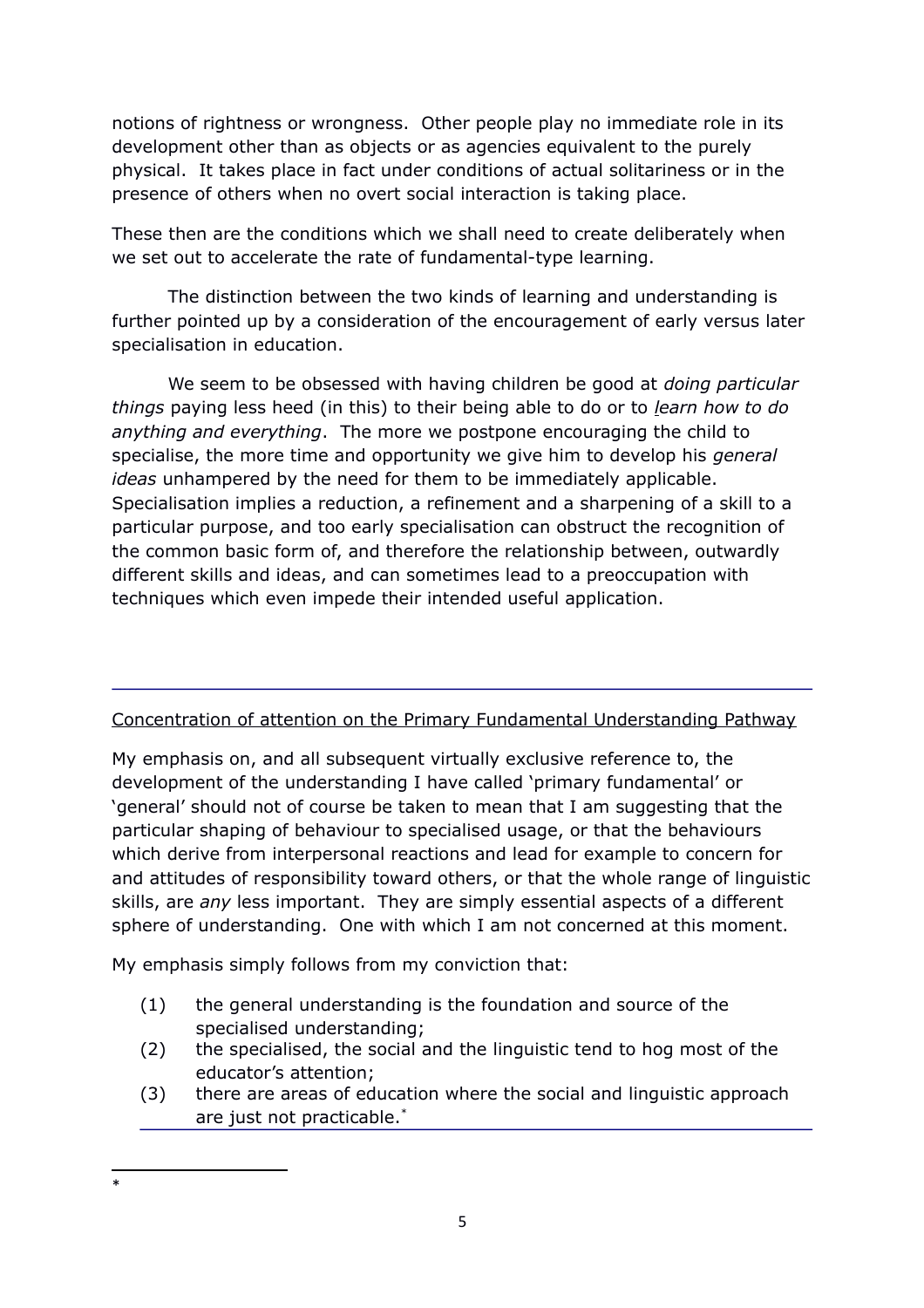notions of rightness or wrongness. Other people play no immediate role in its development other than as objects or as agencies equivalent to the purely physical. It takes place in fact under conditions of actual solitariness or in the presence of others when no overt social interaction is taking place.

These then are the conditions which we shall need to create deliberately when we set out to accelerate the rate of fundamental-type learning.

The distinction between the two kinds of learning and understanding is further pointed up by a consideration of the encouragement of early versus later specialisation in education.

We seem to be obsessed with having children be good at *doing particular things* paying less heed (in this) to their being able to do or to *learn how to do anything and everything*. The more we postpone encouraging the child to specialise, the more time and opportunity we give him to develop his *general ideas* unhampered by the need for them to be immediately applicable. Specialisation implies a reduction, a refinement and a sharpening of a skill to a particular purpose, and too early specialisation can obstruct the recognition of the common basic form of, and therefore the relationship between, outwardly different skills and ideas, and can sometimes lead to a preoccupation with techniques which even impede their intended useful application.

---

Concentration of attention on the Primary Fundamental Understanding Pathway

My emphasis on, and all subsequent virtually exclusive reference to, the development of the understanding I have called 'primary fundamental' or 'general' should not of course be taken to mean that I am suggesting that the particular shaping of behaviour to specialised usage, or that the behaviours which derive from interpersonal reactions and lead for example to concern for and attitudes of responsibility toward others, or that the whole range of linguistic skills, are *any* less important. They are simply essential aspects of a different sphere of understanding. One with which I am not concerned at this moment.

My emphasis simply follows from my conviction that:

(1) the general understanding is the foundation and source of the specialised understanding;

(2) the specialised, the social and the linguistic tend to hog most of the educator's attention;

(3) there are areas of education where the social and linguistic approach are just not practicable.*

---

*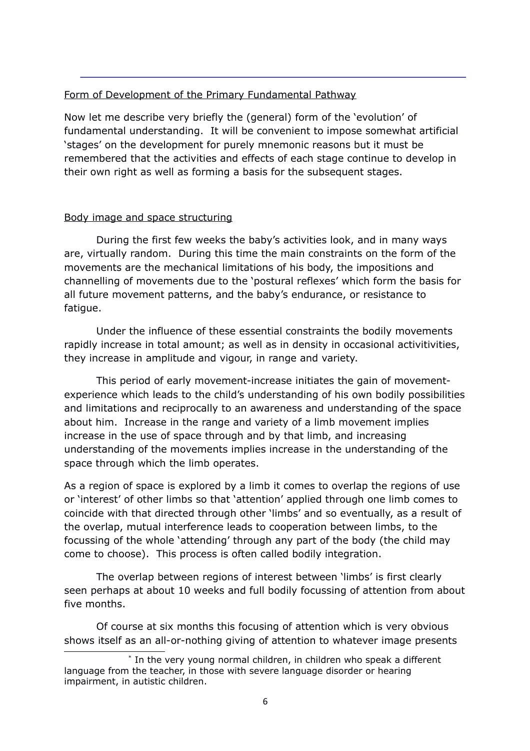Form of Development of the Primary Fundamental Pathway

Now let me describe very briefly the (general) form of the 'evolution' of fundamental understanding. It will be convenient to impose somewhat artificial 'stages' on the development for purely mnemonic reasons but it must be remembered that the activities and effects of each stage continue to develop in their own right as well as forming a basis for the subsequent stages.

Body image and space structuring

During the first few weeks the baby's activities look, and in many ways are, virtually random. During this time the main constraints on the form of the movements are the mechanical limitations of his body, the impositions and channelling of movements due to the 'postural reflexes' which form the basis for all future movement patterns, and the baby's endurance, or resistance to fatigue.

Under the influence of these essential constraints the bodily movements rapidly increase in total amount; as well as in density in occasional activitivities, they increase in amplitude and vigour, in range and variety.

This period of early movement-increase initiates the gain of movement-experience which leads to the child's understanding of his own bodily possibilities and limitations and reciprocally to an awareness and understanding of the space about him. Increase in the range and variety of a limb movement implies increase in the use of space through and by that limb, and increasing understanding of the movements implies increase in the understanding of the space through which the limb operates.

As a region of space is explored by a limb it comes to overlap the regions of use or 'interest' of other limbs so that 'attention' applied through one limb comes to coincide with that directed through other 'limbs' and so eventually, as a result of the overlap, mutual interference leads to cooperation between limbs, to the focussing of the whole 'attending' through any part of the body (the child may come to choose). This process is often called bodily integration.

The overlap between regions of interest between 'limbs' is first clearly seen perhaps at about 10 weeks and full bodily focussing of attention from about five months.

Of course at six months this focusing of attention which is very obvious shows itself as an all-or-nothing giving of attention to whatever image presents

---

* In the very young normal children, in children who speak a different language from the teacher, in those with severe language disorder or hearing impairment, in autistic children.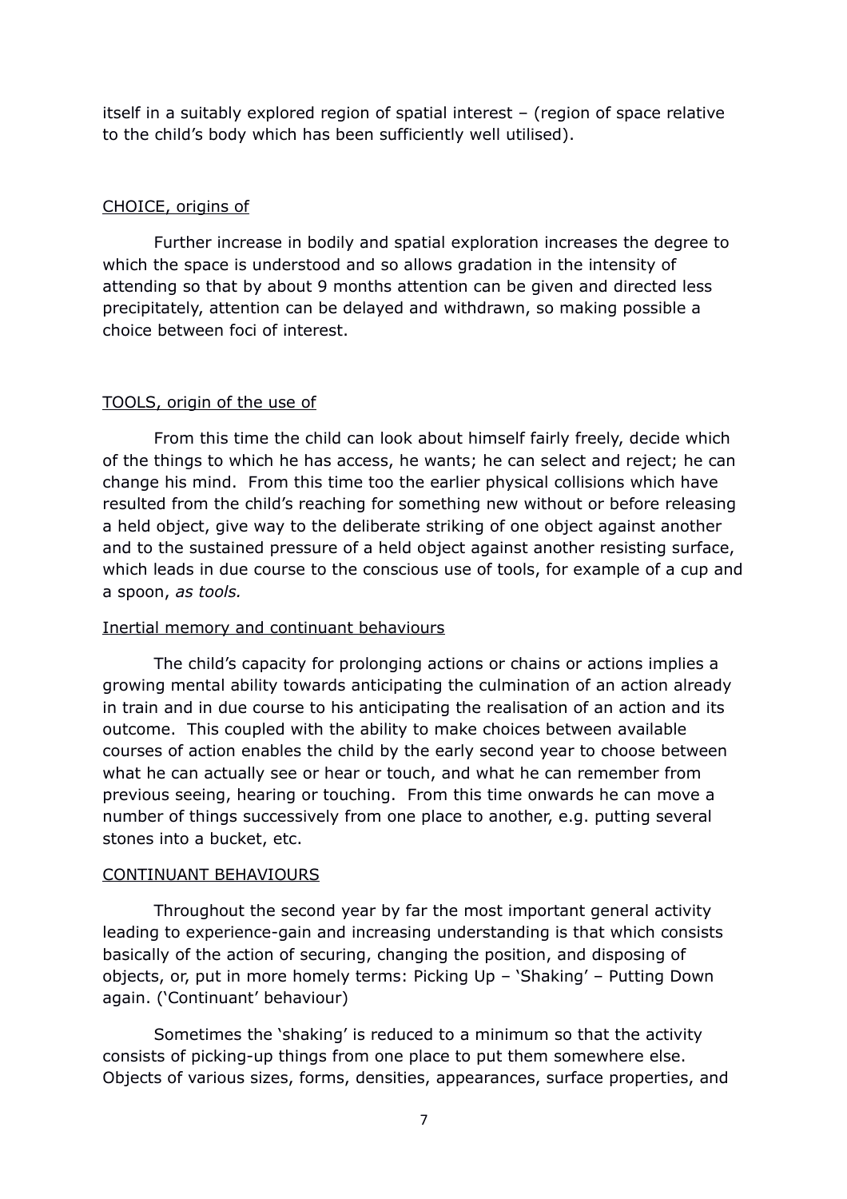itself in a suitably explored region of spatial interest – (region of space relative to the child's body which has been sufficiently well utilised).

<u>CHOICE, origins of</u>

Further increase in bodily and spatial exploration increases the degree to which the space is understood and so allows gradation in the intensity of attending so that by about 9 months attention can be given and directed less precipitately, attention can be delayed and withdrawn, so making possible a choice between foci of interest.

<u>TOOLS, origin of the use of</u>

From this time the child can look about himself fairly freely, decide which of the things to which he has access, he wants; he can select and reject; he can change his mind. From this time too the earlier physical collisions which have resulted from the child's reaching for something new without or before releasing a held object, give way to the deliberate striking of one object against another and to the sustained pressure of a held object against another resisting surface, which leads in due course to the conscious use of tools, for example of a cup and a spoon, *as tools.*

<u>Inertial memory and continuant behaviours</u>

The child's capacity for prolonging actions or chains or actions implies a growing mental ability towards anticipating the culmination of an action already in train and in due course to his anticipating the realisation of an action and its outcome. This coupled with the ability to make choices between available courses of action enables the child by the early second year to choose between what he can actually see or hear or touch, and what he can remember from previous seeing, hearing or touching. From this time onwards he can move a number of things successively from one place to another, e.g. putting several stones into a bucket, etc.

<u>CONTINUANT BEHAVIOURS</u>

Throughout the second year by far the most important general activity leading to experience-gain and increasing understanding is that which consists basically of the action of securing, changing the position, and disposing of objects, or, put in more homely terms: Picking Up – 'Shaking' – Putting Down again. ('Continuant' behaviour)

Sometimes the 'shaking' is reduced to a minimum so that the activity consists of picking-up things from one place to put them somewhere else. Objects of various sizes, forms, densities, appearances, surface properties, and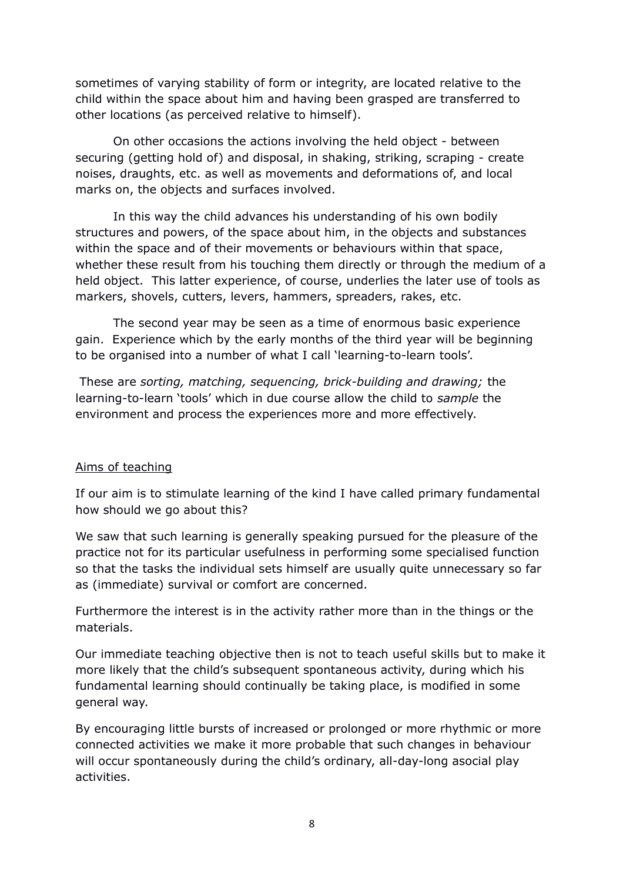sometimes of varying stability of form or integrity, are located relative to the child within the space about him and having been grasped are transferred to other locations (as perceived relative to himself).

On other occasions the actions involving the held object - between securing (getting hold of) and disposal, in shaking, striking, scraping - create noises, draughts, etc. as well as movements and deformations of, and local marks on, the objects and surfaces involved.

In this way the child advances his understanding of his own bodily structures and powers, of the space about him, in the objects and substances within the space and of their movements or behaviours within that space, whether these result from his touching them directly or through the medium of a held object. This latter experience, of course, underlies the later use of tools as markers, shovels, cutters, levers, hammers, spreaders, rakes, etc.

The second year may be seen as a time of enormous basic experience gain. Experience which by the early months of the third year will be beginning to be organised into a number of what I call 'learning-to-learn tools'.

These are *sorting, matching, sequencing, brick-building and drawing;* the learning-to-learn 'tools' which in due course allow the child to *sample* the environment and process the experiences more and more effectively.

## Aims of teaching

If our aim is to stimulate learning of the kind I have called primary fundamental how should we go about this?

We saw that such learning is generally speaking pursued for the pleasure of the practice not for its particular usefulness in performing some specialised function so that the tasks the individual sets himself are usually quite unnecessary so far as (immediate) survival or comfort are concerned.

Furthermore the interest is in the activity rather more than in the things or the materials.

Our immediate teaching objective then is not to teach useful skills but to make it more likely that the child's subsequent spontaneous activity, during which his fundamental learning should continually be taking place, is modified in some general way.

By encouraging little bursts of increased or prolonged or more rhythmic or more connected activities we make it more probable that such changes in behaviour will occur spontaneously during the child's ordinary, all-day-long asocial play activities.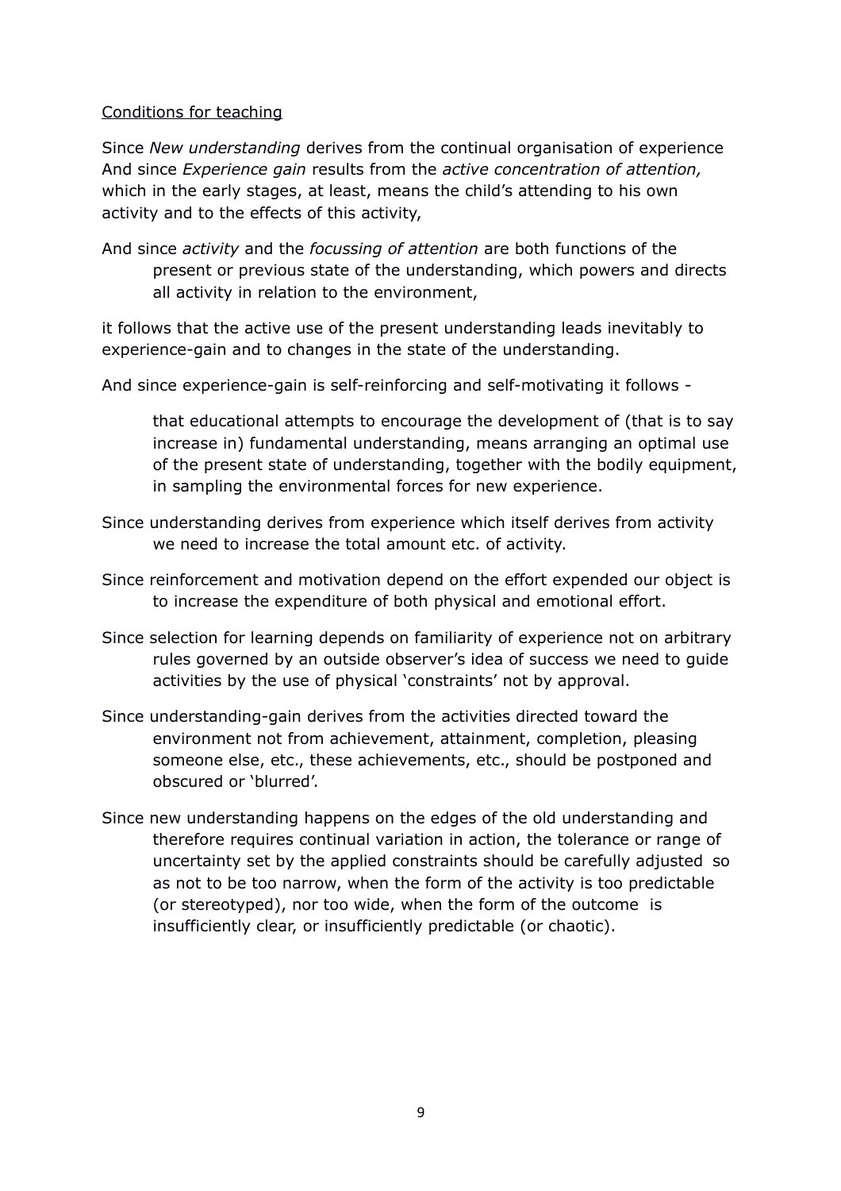<u>Conditions for teaching</u>

Since *New understanding* derives from the continual organisation of experience
And since *Experience gain* results from the *active concentration of attention,* which in the early stages, at least, means the child's attending to his own activity and to the effects of this activity,

And since *activity* and the *focussing of attention* are both functions of the present or previous state of the understanding, which powers and directs all activity in relation to the environment,

it follows that the active use of the present understanding leads inevitably to experience-gain and to changes in the state of the understanding.

And since experience-gain is self-reinforcing and self-motivating it follows -

> that educational attempts to encourage the development of (that is to say increase in) fundamental understanding, means arranging an optimal use of the present state of understanding, together with the bodily equipment, in sampling the environmental forces for new experience.

Since understanding derives from experience which itself derives from activity we need to increase the total amount etc. of activity.

Since reinforcement and motivation depend on the effort expended our object is to increase the expenditure of both physical and emotional effort.

Since selection for learning depends on familiarity of experience not on arbitrary rules governed by an outside observer's idea of success we need to guide activities by the use of physical 'constraints' not by approval.

Since understanding-gain derives from the activities directed toward the environment not from achievement, attainment, completion, pleasing someone else, etc., these achievements, etc., should be postponed and obscured or 'blurred'.

Since new understanding happens on the edges of the old understanding and therefore requires continual variation in action, the tolerance or range of uncertainty set by the applied constraints should be carefully adjusted so as not to be too narrow, when the form of the activity is too predictable (or stereotyped), nor too wide, when the form of the outcome is insufficiently clear, or insufficiently predictable (or chaotic).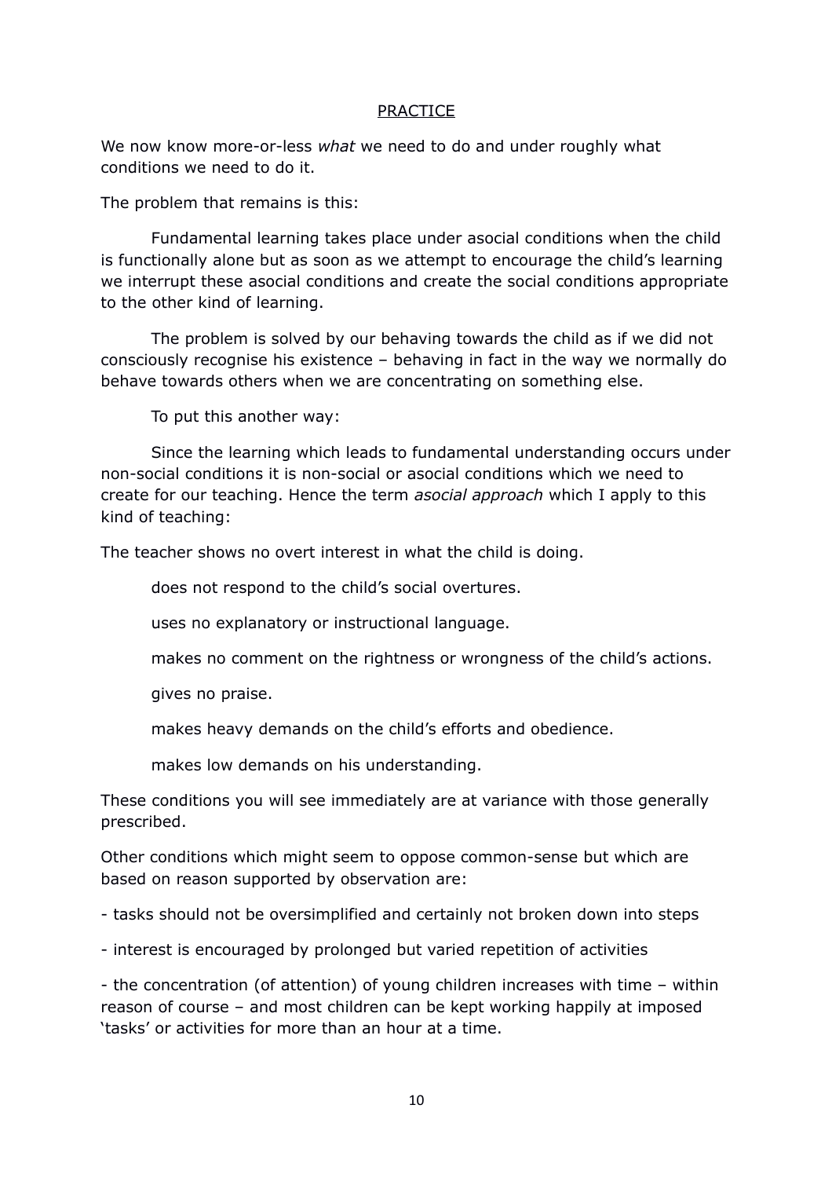## PRACTICE

We now know more-or-less *what* we need to do and under roughly what conditions we need to do it.

The problem that remains is this:

Fundamental learning takes place under asocial conditions when the child is functionally alone but as soon as we attempt to encourage the child's learning we interrupt these asocial conditions and create the social conditions appropriate to the other kind of learning.

The problem is solved by our behaving towards the child as if we did not consciously recognise his existence – behaving in fact in the way we normally do behave towards others when we are concentrating on something else.

To put this another way:

Since the learning which leads to fundamental understanding occurs under non-social conditions it is non-social or asocial conditions which we need to create for our teaching. Hence the term *asocial approach* which I apply to this kind of teaching:

The teacher shows no overt interest in what the child is doing.

does not respond to the child's social overtures.

uses no explanatory or instructional language.

makes no comment on the rightness or wrongness of the child's actions.

gives no praise.

makes heavy demands on the child's efforts and obedience.

makes low demands on his understanding.

These conditions you will see immediately are at variance with those generally prescribed.

Other conditions which might seem to oppose common-sense but which are based on reason supported by observation are:

- tasks should not be oversimplified and certainly not broken down into steps
- interest is encouraged by prolonged but varied repetition of activities
- the concentration (of attention) of young children increases with time – within reason of course – and most children can be kept working happily at imposed 'tasks' or activities for more than an hour at a time.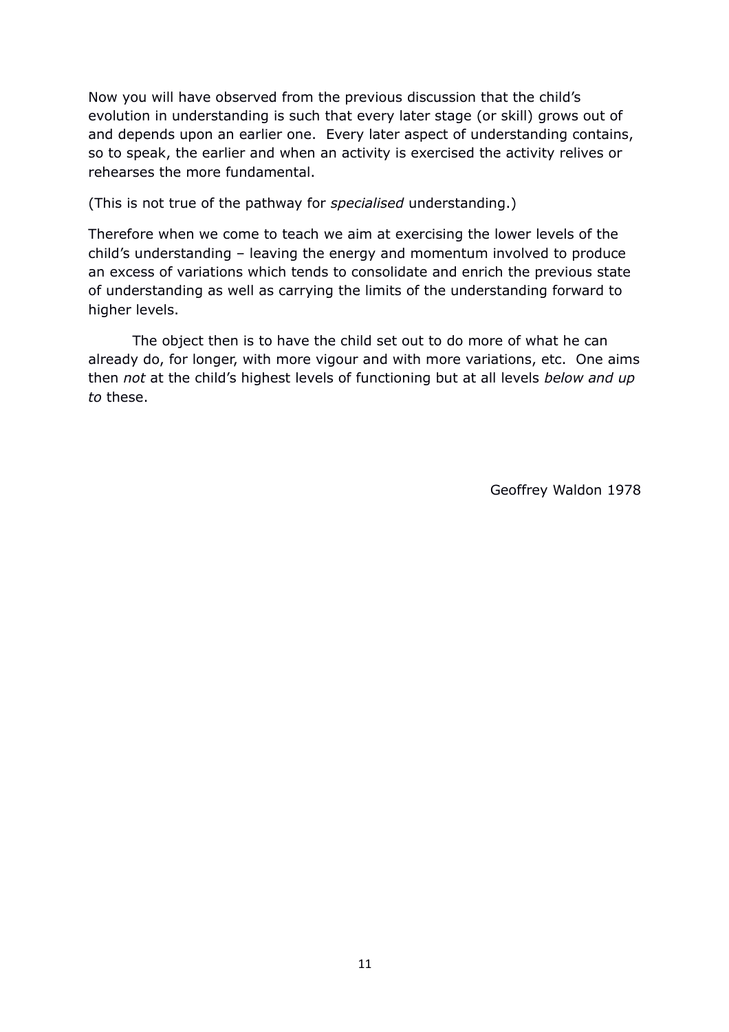Now you will have observed from the previous discussion that the child's evolution in understanding is such that every later stage (or skill) grows out of and depends upon an earlier one. Every later aspect of understanding contains, so to speak, the earlier and when an activity is exercised the activity relives or rehearses the more fundamental.

(This is not true of the pathway for *specialised* understanding.)

Therefore when we come to teach we aim at exercising the lower levels of the child's understanding – leaving the energy and momentum involved to produce an excess of variations which tends to consolidate and enrich the previous state of understanding as well as carrying the limits of the understanding forward to higher levels.

The object then is to have the child set out to do more of what he can already do, for longer, with more vigour and with more variations, etc. One aims then *not* at the child's highest levels of functioning but at all levels *below and up to* these.

Geoffrey Waldon 1978